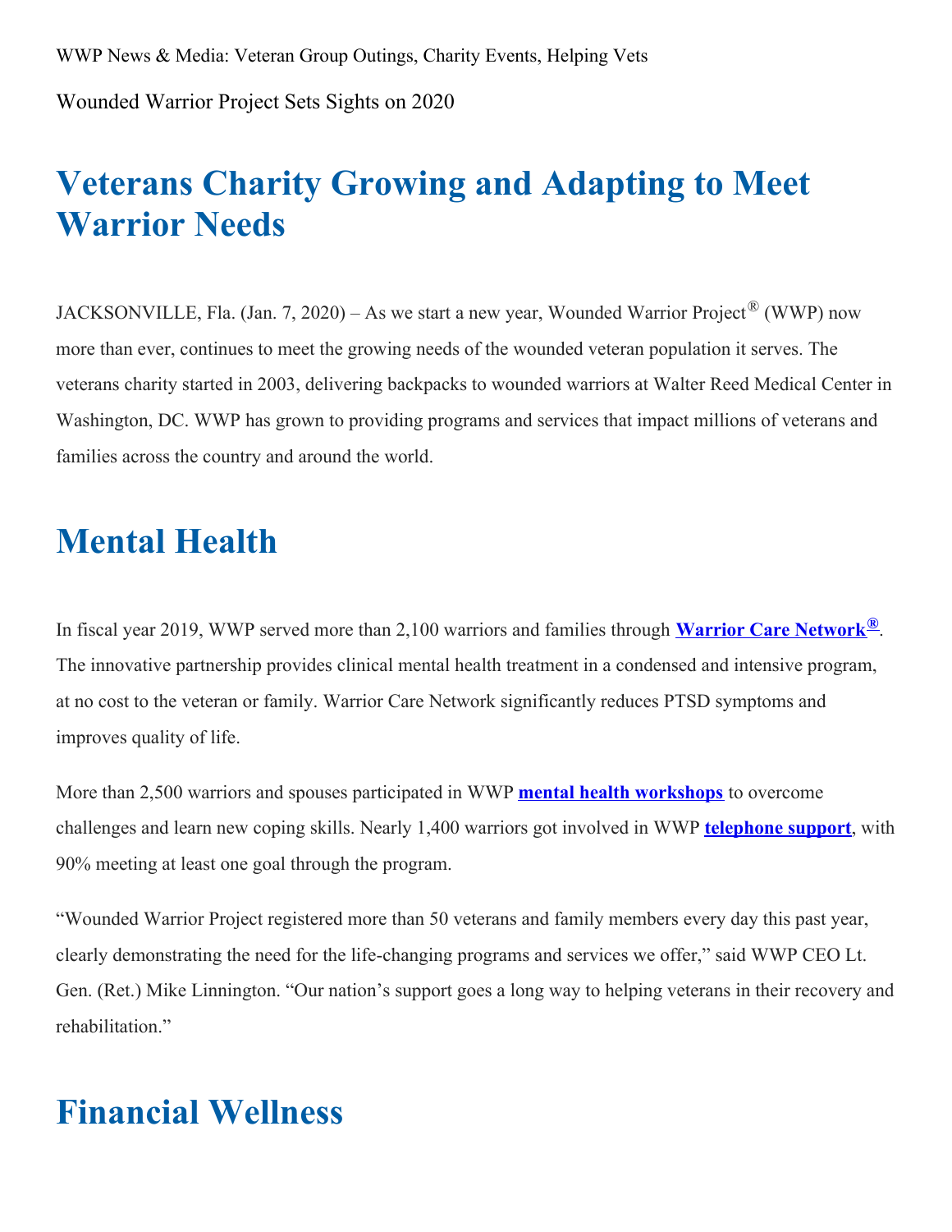WWP News & Media: Veteran Group Outings, Charity Events, Helping Vets

Wounded Warrior Project Sets Sights on 2020

# Veterans Charity Growing and Adapting to Meet Warrior Needs

JACKSONVILLE, Fla. (Jan. 7, 2020) – As we start a new year, Wounded Warrior Project® (WWP) now more than ever, continues to meet the growing needs of the wounded veteran population it serves. The veterans charity started in 2003, delivering backpacks to wounded warriors at Walter Reed Medical Center in Washington, DC. WWP has grown to providing programs and services that impact millions of veterans and families across the country and around the world.

# Mental Health

In fiscal year 2019, WWP served more than 2,100 warriors and families through **Warrior Care Network®**. The innovative partnership provides clinical mental health treatment in a condensed and intensive program, at no cost to the veteran or family. Warrior Care Network significantly reduces PTSD symptoms and improves quality of life.

More than 2,500 warriors and spouses participated in WWP **mental health workshops** to overcome challenges and learn new coping skills. Nearly 1,400 warriors got involved in WWP **telephone support**, with 90% meeting at least one goal through the program.

"Wounded Warrior Project registered more than 50 veterans and family members every day this past year, clearly demonstrating the need for the life-changing programs and services we offer," said WWP CEO Lt. Gen. (Ret.) Mike Linnington. "Our nation's support goes a long way to helping veterans in their recovery and rehabilitation."

# Financial Wellness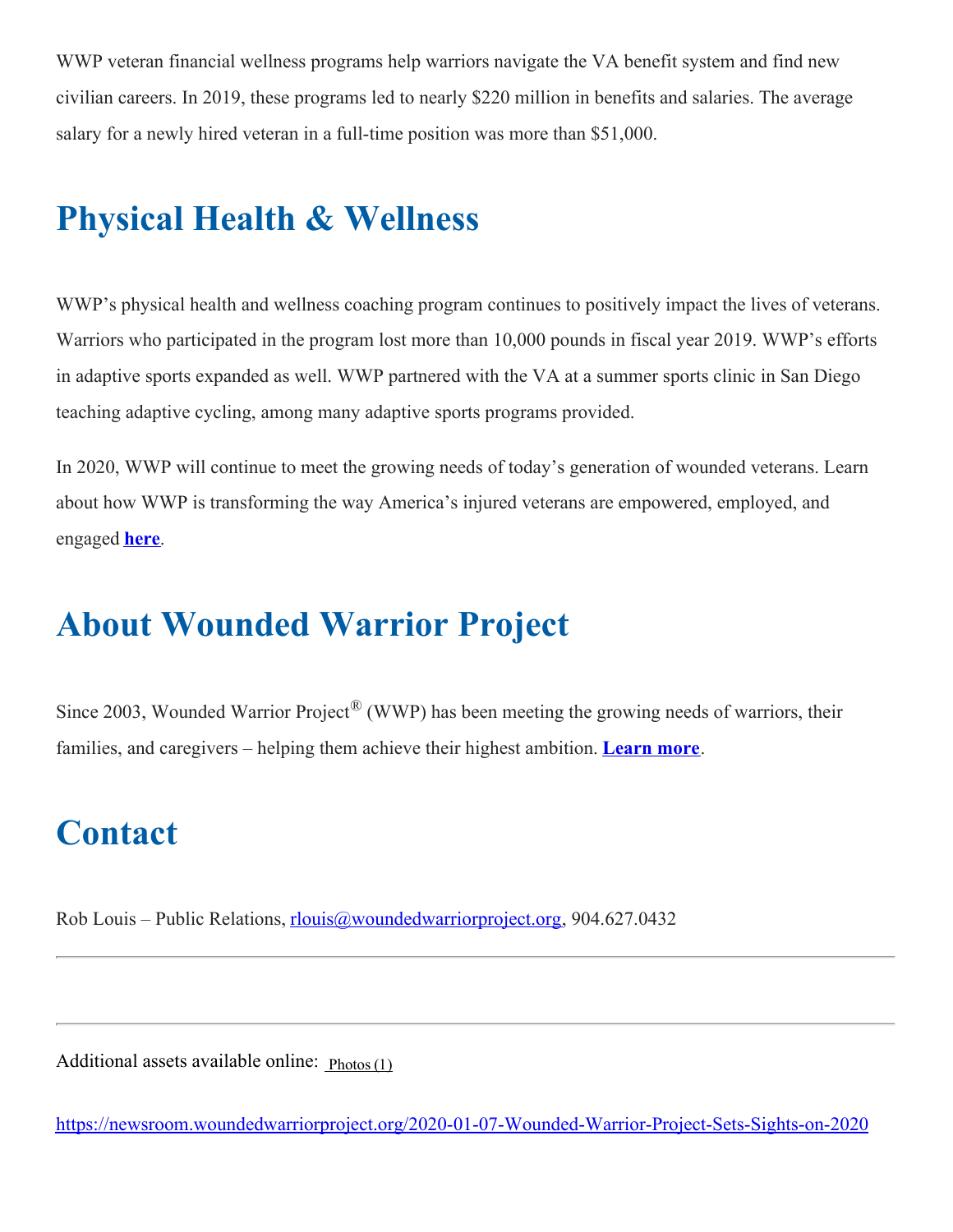WWP veteran financial wellness programs help warriors navigate the VA benefit system and find new civilian careers. In 2019, these programs led to nearly $220 million in benefits and salaries. The average salary for a newly hired veteran in a full-time position was more than $51,000.

## Physical Health & Wellness

WWP's physical health and wellness coaching program continues to positively impact the lives of veterans. Warriors who participated in the program lost more than 10,000 pounds in fiscal year 2019. WWP's efforts in adaptive sports expanded as well. WWP partnered with the VA at a summer sports clinic in San Diego teaching adaptive cycling, among many adaptive sports programs provided.

In 2020, WWP will continue to meet the growing needs of today's generation of wounded veterans. Learn about how WWP is transforming the way America's injured veterans are empowered, employed, and engaged **here**.

## About Wounded Warrior Project

Since 2003, Wounded Warrior Project® (WWP) has been meeting the growing needs of warriors, their families, and caregivers – helping them achieve their highest ambition. **Learn more**.

## Contact

Rob Louis – Public Relations, rlouis@woundedwarriorproject.org, 904.627.0432

---

---

Additional assets available online: Photos (1)

https://newsroom.woundedwarriorproject.org/2020-01-07-Wounded-Warrior-Project-Sets-Sights-on-2020